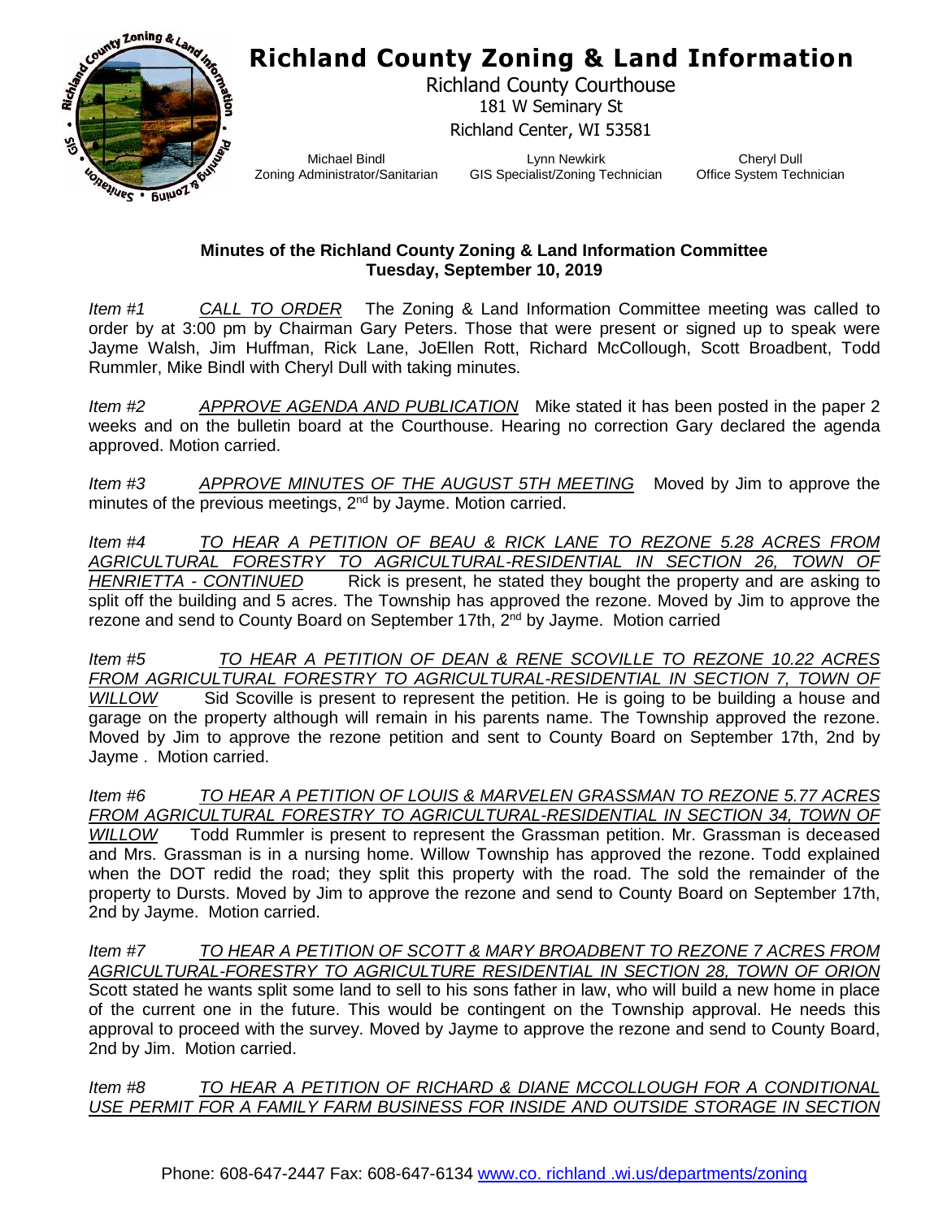# Richland County Zoning & Land Information

Richland County Courthouse
181 W Seminary St
Richland Center, WI 53581

Michael Bindl
Zoning Administrator/Sanitarian

Lynn Newkirk
GIS Specialist/Zoning Technician

Cheryl Dull
Office System Technician

**Minutes of the Richland County Zoning & Land Information Committee**
**Tuesday, September 10, 2019**

*Item #1* *CALL TO ORDER* The Zoning & Land Information Committee meeting was called to order by at 3:00 pm by Chairman Gary Peters. Those that were present or signed up to speak were Jayme Walsh, Jim Huffman, Rick Lane, JoEllen Rott, Richard McCollough, Scott Broadbent, Todd Rummler, Mike Bindl with Cheryl Dull with taking minutes.

*Item #2* *APPROVE AGENDA AND PUBLICATION* Mike stated it has been posted in the paper 2 weeks and on the bulletin board at the Courthouse. Hearing no correction Gary declared the agenda approved. Motion carried.

*Item #3* *APPROVE MINUTES OF THE AUGUST 5TH MEETING* Moved by Jim to approve the minutes of the previous meetings, 2nd by Jayme. Motion carried.

*Item #4* *TO HEAR A PETITION OF BEAU & RICK LANE TO REZONE 5.28 ACRES FROM AGRICULTURAL FORESTRY TO AGRICULTURAL-RESIDENTIAL IN SECTION 26, TOWN OF HENRIETTA - CONTINUED* Rick is present, he stated they bought the property and are asking to split off the building and 5 acres. The Township has approved the rezone. Moved by Jim to approve the rezone and send to County Board on September 17th, 2nd by Jayme. Motion carried

*Item #5* *TO HEAR A PETITION OF DEAN & RENE SCOVILLE TO REZONE 10.22 ACRES FROM AGRICULTURAL FORESTRY TO AGRICULTURAL-RESIDENTIAL IN SECTION 7, TOWN OF WILLOW* Sid Scoville is present to represent the petition. He is going to be building a house and garage on the property although will remain in his parents name. The Township approved the rezone. Moved by Jim to approve the rezone petition and sent to County Board on September 17th, 2nd by Jayme . Motion carried.

*Item #6* *TO HEAR A PETITION OF LOUIS & MARVELEN GRASSMAN TO REZONE 5.77 ACRES FROM AGRICULTURAL FORESTRY TO AGRICULTURAL-RESIDENTIAL IN SECTION 34, TOWN OF WILLOW* Todd Rummler is present to represent the Grassman petition. Mr. Grassman is deceased and Mrs. Grassman is in a nursing home. Willow Township has approved the rezone. Todd explained when the DOT redid the road; they split this property with the road. The sold the remainder of the property to Dursts. Moved by Jim to approve the rezone and send to County Board on September 17th, 2nd by Jayme. Motion carried.

*Item #7* *TO HEAR A PETITION OF SCOTT & MARY BROADBENT TO REZONE 7 ACRES FROM AGRICULTURAL-FORESTRY TO AGRICULTURE RESIDENTIAL IN SECTION 28, TOWN OF ORION* Scott stated he wants split some land to sell to his sons father in law, who will build a new home in place of the current one in the future. This would be contingent on the Township approval. He needs this approval to proceed with the survey. Moved by Jayme to approve the rezone and send to County Board, 2nd by Jim. Motion carried.

*Item #8* *TO HEAR A PETITION OF RICHARD & DIANE MCCOLLOUGH FOR A CONDITIONAL USE PERMIT FOR A FAMILY FARM BUSINESS FOR INSIDE AND OUTSIDE STORAGE IN SECTION*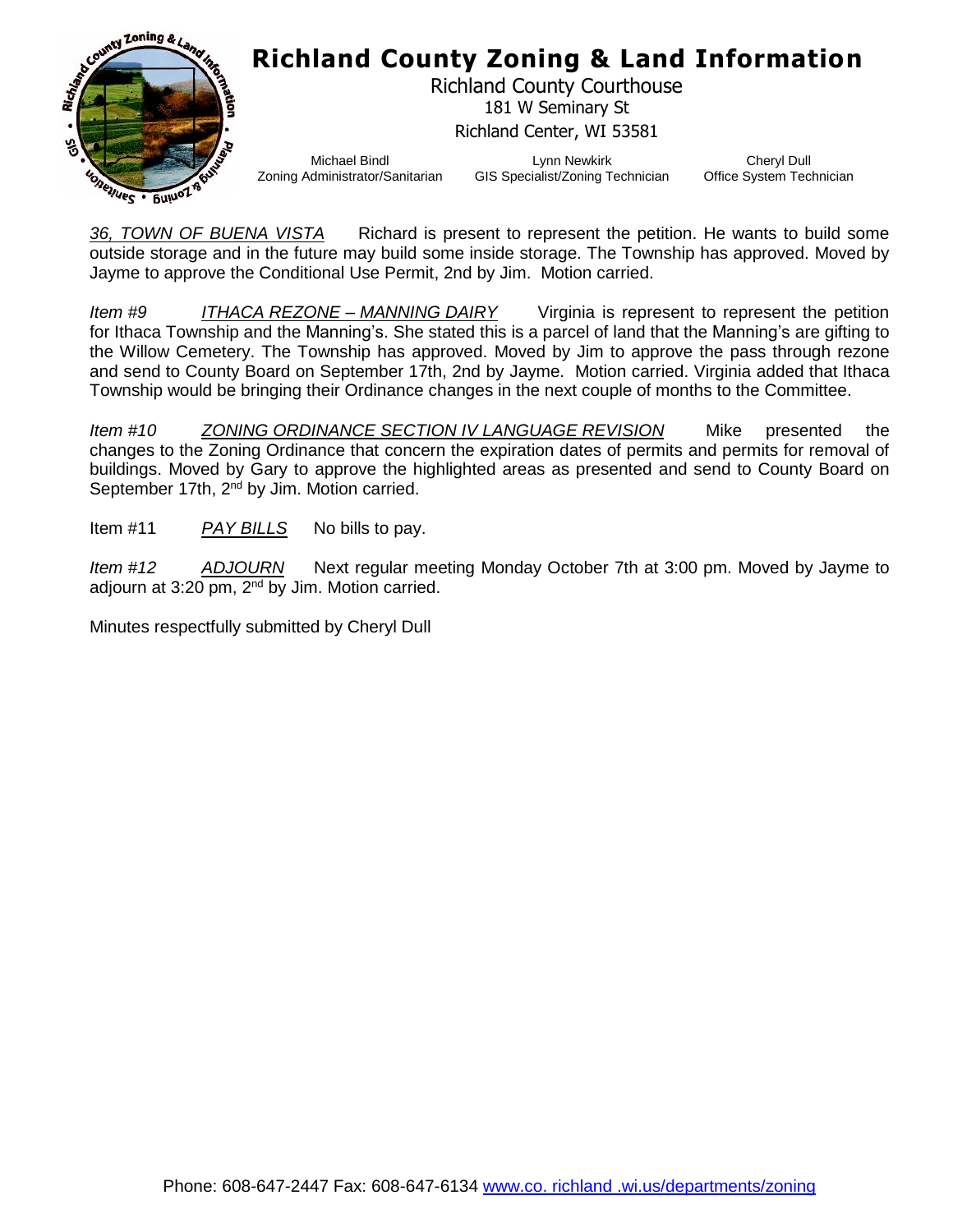# Richland County Zoning & Land Information

Richland County Courthouse
181 W Seminary St
Richland Center, WI 53581

Michael Bindl
Zoning Administrator/Sanitarian

Lynn Newkirk
GIS Specialist/Zoning Technician

Cheryl Dull
Office System Technician

*36, TOWN OF BUENA VISTA* Richard is present to represent the petition. He wants to build some outside storage and in the future may build some inside storage. The Township has approved. Moved by Jayme to approve the Conditional Use Permit, 2nd by Jim. Motion carried.

*Item #9* *ITHACA REZONE – MANNING DAIRY* Virginia is represent to represent the petition for Ithaca Township and the Manning's. She stated this is a parcel of land that the Manning's are gifting to the Willow Cemetery. The Township has approved. Moved by Jim to approve the pass through rezone and send to County Board on September 17th, 2nd by Jayme. Motion carried. Virginia added that Ithaca Township would be bringing their Ordinance changes in the next couple of months to the Committee.

*Item #10* *ZONING ORDINANCE SECTION IV LANGUAGE REVISION* Mike presented the changes to the Zoning Ordinance that concern the expiration dates of permits and permits for removal of buildings. Moved by Gary to approve the highlighted areas as presented and send to County Board on September 17th, 2nd by Jim. Motion carried.

Item #11 *PAY BILLS* No bills to pay.

*Item #12* *ADJOURN* Next regular meeting Monday October 7th at 3:00 pm. Moved by Jayme to adjourn at 3:20 pm, 2nd by Jim. Motion carried.

Minutes respectfully submitted by Cheryl Dull

Phone: 608-647-2447 Fax: 608-647-6134 www.co. richland .wi.us/departments/zoning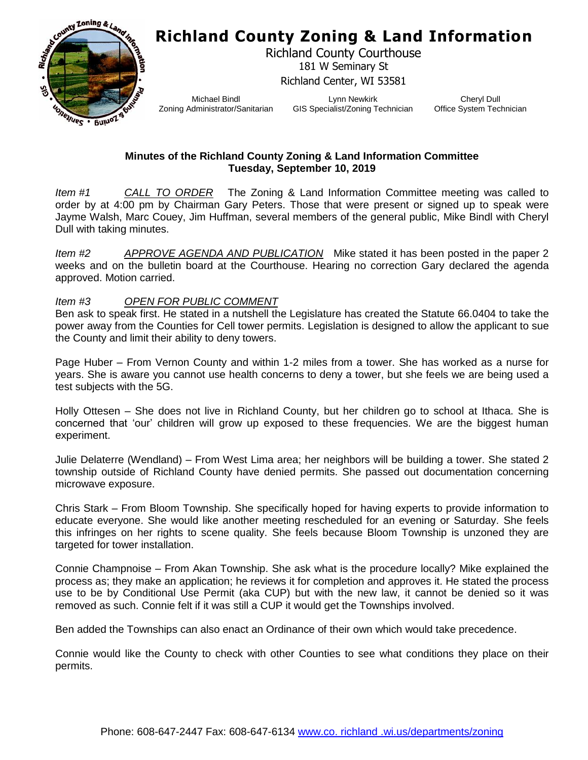# Richland County Zoning & Land Information

Richland County Courthouse
181 W Seminary St
Richland Center, WI 53581

Michael Bindl
Zoning Administrator/Sanitarian

Lynn Newkirk
GIS Specialist/Zoning Technician

Cheryl Dull
Office System Technician

**Minutes of the Richland County Zoning & Land Information Committee**
**Tuesday, September 10, 2019**

*Item #1* *CALL TO ORDER* The Zoning & Land Information Committee meeting was called to order by at 4:00 pm by Chairman Gary Peters. Those that were present or signed up to speak were Jayme Walsh, Marc Couey, Jim Huffman, several members of the general public, Mike Bindl with Cheryl Dull with taking minutes.

*Item #2* *APPROVE AGENDA AND PUBLICATION* Mike stated it has been posted in the paper 2 weeks and on the bulletin board at the Courthouse. Hearing no correction Gary declared the agenda approved. Motion carried.

*Item #3* *OPEN FOR PUBLIC COMMENT*
Ben ask to speak first. He stated in a nutshell the Legislature has created the Statute 66.0404 to take the power away from the Counties for Cell tower permits. Legislation is designed to allow the applicant to sue the County and limit their ability to deny towers.

Page Huber – From Vernon County and within 1-2 miles from a tower. She has worked as a nurse for years. She is aware you cannot use health concerns to deny a tower, but she feels we are being used a test subjects with the 5G.

Holly Ottesen – She does not live in Richland County, but her children go to school at Ithaca. She is concerned that 'our' children will grow up exposed to these frequencies. We are the biggest human experiment.

Julie Delaterre (Wendland) – From West Lima area; her neighbors will be building a tower. She stated 2 township outside of Richland County have denied permits. She passed out documentation concerning microwave exposure.

Chris Stark – From Bloom Township. She specifically hoped for having experts to provide information to educate everyone. She would like another meeting rescheduled for an evening or Saturday. She feels this infringes on her rights to scene quality. She feels because Bloom Township is unzoned they are targeted for tower installation.

Connie Champnoise – From Akan Township. She ask what is the procedure locally? Mike explained the process as; they make an application; he reviews it for completion and approves it. He stated the process use to be by Conditional Use Permit (aka CUP) but with the new law, it cannot be denied so it was removed as such. Connie felt if it was still a CUP it would get the Townships involved.

Ben added the Townships can also enact an Ordinance of their own which would take precedence.

Connie would like the County to check with other Counties to see what conditions they place on their permits.

Phone: 608-647-2447 Fax: 608-647-6134 www.co. richland .wi.us/departments/zoning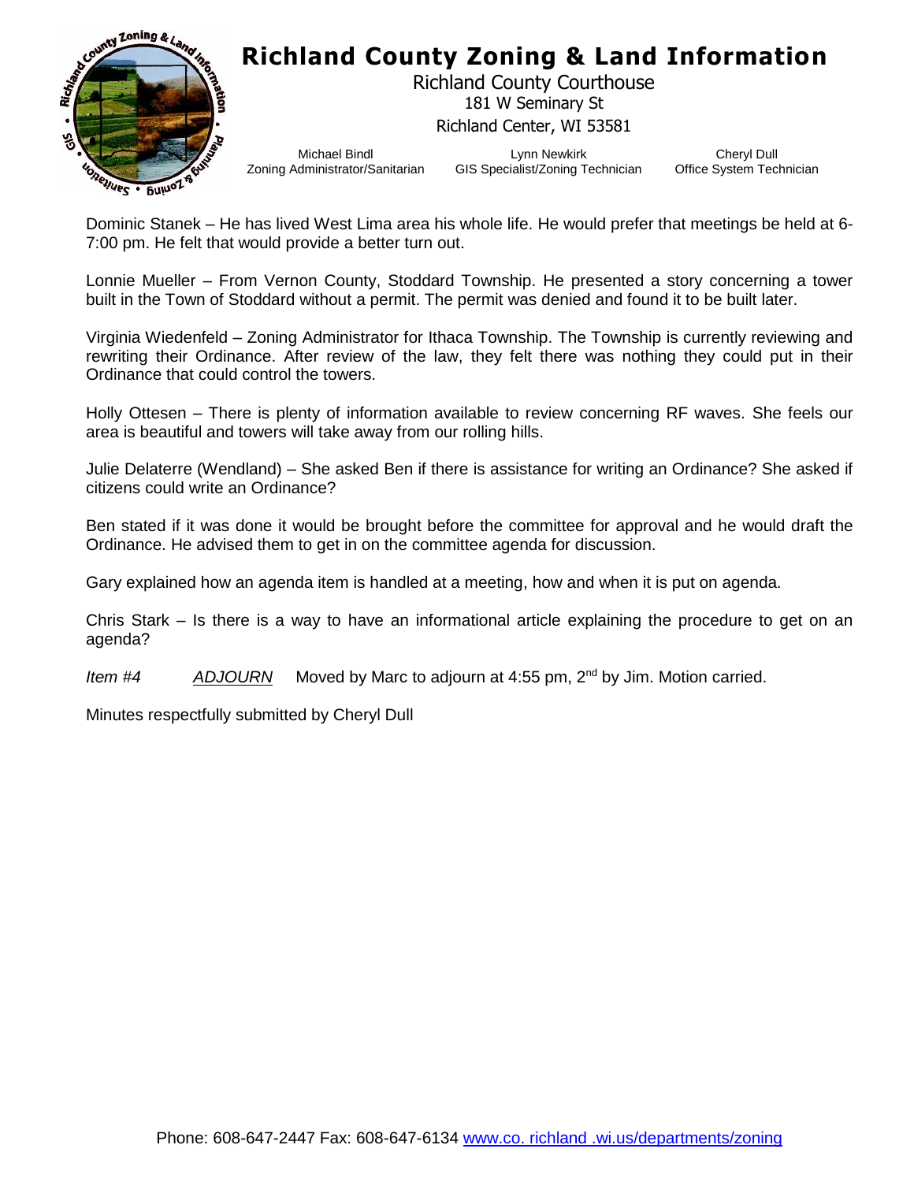# Richland County Zoning & Land Information

Richland County Courthouse
181 W Seminary St
Richland Center, WI 53581

Michael Bindl
Zoning Administrator/Sanitarian

Lynn Newkirk
GIS Specialist/Zoning Technician

Cheryl Dull
Office System Technician

Dominic Stanek – He has lived West Lima area his whole life. He would prefer that meetings be held at 6-7:00 pm. He felt that would provide a better turn out.

Lonnie Mueller – From Vernon County, Stoddard Township. He presented a story concerning a tower built in the Town of Stoddard without a permit. The permit was denied and found it to be built later.

Virginia Wiedenfeld – Zoning Administrator for Ithaca Township. The Township is currently reviewing and rewriting their Ordinance. After review of the law, they felt there was nothing they could put in their Ordinance that could control the towers.

Holly Ottesen – There is plenty of information available to review concerning RF waves. She feels our area is beautiful and towers will take away from our rolling hills.

Julie Delaterre (Wendland) – She asked Ben if there is assistance for writing an Ordinance? She asked if citizens could write an Ordinance?

Ben stated if it was done it would be brought before the committee for approval and he would draft the Ordinance. He advised them to get in on the committee agenda for discussion.

Gary explained how an agenda item is handled at a meeting, how and when it is put on agenda.

Chris Stark – Is there is a way to have an informational article explaining the procedure to get on an agenda?

*Item #4* <u>ADJOURN</u> Moved by Marc to adjourn at 4:55 pm, 2nd by Jim. Motion carried.

Minutes respectfully submitted by Cheryl Dull

Phone: 608-647-2447 Fax: 608-647-6134 www.co. richland .wi.us/departments/zoning